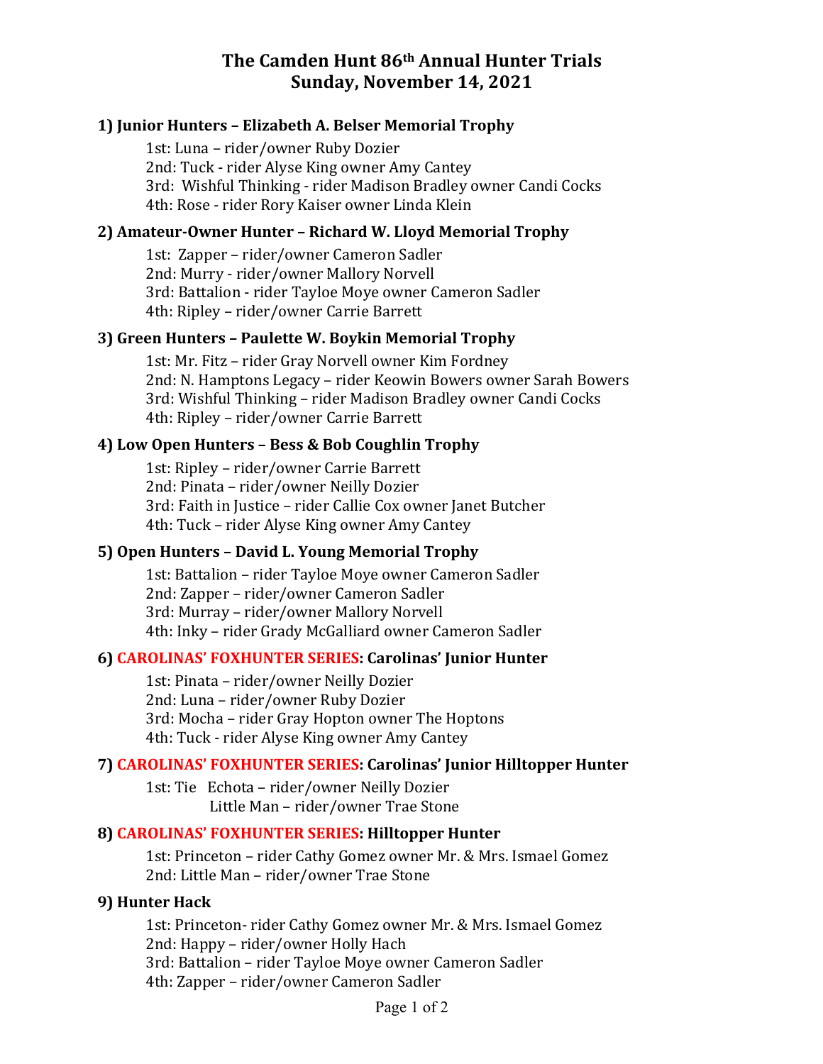# The Camden Hunt 86th Annual Hunter Trials
# Sunday, November 14, 2021

### 1) Junior Hunters – Elizabeth A. Belser Memorial Trophy

1st: Luna – rider/owner Ruby Dozier
2nd: Tuck - rider Alyse King owner Amy Cantey
3rd: Wishful Thinking - rider Madison Bradley owner Candi Cocks
4th: Rose - rider Rory Kaiser owner Linda Klein

### 2) Amateur-Owner Hunter – Richard W. Lloyd Memorial Trophy

1st: Zapper – rider/owner Cameron Sadler
2nd: Murry - rider/owner Mallory Norvell
3rd: Battalion - rider Tayloe Moye owner Cameron Sadler
4th: Ripley – rider/owner Carrie Barrett

### 3) Green Hunters – Paulette W. Boykin Memorial Trophy

1st: Mr. Fitz – rider Gray Norvell owner Kim Fordney
2nd: N. Hamptons Legacy – rider Keowin Bowers owner Sarah Bowers
3rd: Wishful Thinking – rider Madison Bradley owner Candi Cocks
4th: Ripley – rider/owner Carrie Barrett

### 4) Low Open Hunters – Bess & Bob Coughlin Trophy

1st: Ripley – rider/owner Carrie Barrett
2nd: Pinata – rider/owner Neilly Dozier
3rd: Faith in Justice – rider Callie Cox owner Janet Butcher
4th: Tuck – rider Alyse King owner Amy Cantey

### 5) Open Hunters – David L. Young Memorial Trophy

1st: Battalion – rider Tayloe Moye owner Cameron Sadler
2nd: Zapper – rider/owner Cameron Sadler
3rd: Murray – rider/owner Mallory Norvell
4th: Inky – rider Grady McGalliard owner Cameron Sadler

### 6) CAROLINAS' FOXHUNTER SERIES: Carolinas' Junior Hunter

1st: Pinata – rider/owner Neilly Dozier
2nd: Luna – rider/owner Ruby Dozier
3rd: Mocha – rider Gray Hopton owner The Hoptons
4th: Tuck - rider Alyse King owner Amy Cantey

### 7) CAROLINAS' FOXHUNTER SERIES: Carolinas' Junior Hilltopper Hunter

1st: Tie Echota – rider/owner Neilly Dozier
Little Man – rider/owner Trae Stone

### 8) CAROLINAS' FOXHUNTER SERIES: Hilltopper Hunter

1st: Princeton – rider Cathy Gomez owner Mr. & Mrs. Ismael Gomez
2nd: Little Man – rider/owner Trae Stone

### 9) Hunter Hack

1st: Princeton- rider Cathy Gomez owner Mr. & Mrs. Ismael Gomez
2nd: Happy – rider/owner Holly Hach
3rd: Battalion – rider Tayloe Moye owner Cameron Sadler
4th: Zapper – rider/owner Cameron Sadler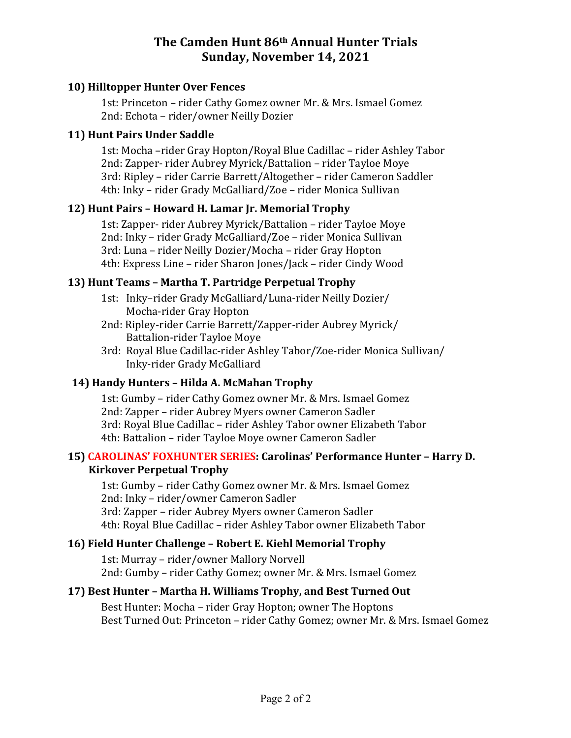# The Camden Hunt 86th Annual Hunter Trials
# Sunday, November 14, 2021

### 10) Hilltopper Hunter Over Fences

1st: Princeton – rider Cathy Gomez owner Mr. & Mrs. Ismael Gomez
2nd: Echota – rider/owner Neilly Dozier

### 11) Hunt Pairs Under Saddle

1st: Mocha –rider Gray Hopton/Royal Blue Cadillac – rider Ashley Tabor
2nd: Zapper- rider Aubrey Myrick/Battalion – rider Tayloe Moye
3rd: Ripley – rider Carrie Barrett/Altogether – rider Cameron Saddler
4th: Inky – rider Grady McGalliard/Zoe – rider Monica Sullivan

### 12) Hunt Pairs – Howard H. Lamar Jr. Memorial Trophy

1st: Zapper- rider Aubrey Myrick/Battalion – rider Tayloe Moye
2nd: Inky – rider Grady McGalliard/Zoe – rider Monica Sullivan
3rd: Luna – rider Neilly Dozier/Mocha – rider Gray Hopton
4th: Express Line – rider Sharon Jones/Jack – rider Cindy Wood

### 13) Hunt Teams – Martha T. Partridge Perpetual Trophy

1st: Inky–rider Grady McGalliard/Luna-rider Neilly Dozier/ Mocha-rider Gray Hopton
2nd: Ripley-rider Carrie Barrett/Zapper-rider Aubrey Myrick/ Battalion-rider Tayloe Moye
3rd: Royal Blue Cadillac-rider Ashley Tabor/Zoe-rider Monica Sullivan/ Inky-rider Grady McGalliard

### 14) Handy Hunters – Hilda A. McMahan Trophy

1st: Gumby – rider Cathy Gomez owner Mr. & Mrs. Ismael Gomez
2nd: Zapper – rider Aubrey Myers owner Cameron Sadler
3rd: Royal Blue Cadillac – rider Ashley Tabor owner Elizabeth Tabor
4th: Battalion – rider Tayloe Moye owner Cameron Sadler

### 15) CAROLINAS' FOXHUNTER SERIES: Carolinas' Performance Hunter – Harry D. Kirkover Perpetual Trophy

1st: Gumby – rider Cathy Gomez owner Mr. & Mrs. Ismael Gomez
2nd: Inky – rider/owner Cameron Sadler
3rd: Zapper – rider Aubrey Myers owner Cameron Sadler
4th: Royal Blue Cadillac – rider Ashley Tabor owner Elizabeth Tabor

### 16) Field Hunter Challenge – Robert E. Kiehl Memorial Trophy

1st: Murray – rider/owner Mallory Norvell
2nd: Gumby – rider Cathy Gomez; owner Mr. & Mrs. Ismael Gomez

### 17) Best Hunter – Martha H. Williams Trophy, and Best Turned Out

Best Hunter: Mocha – rider Gray Hopton; owner The Hoptons
Best Turned Out: Princeton – rider Cathy Gomez; owner Mr. & Mrs. Ismael Gomez